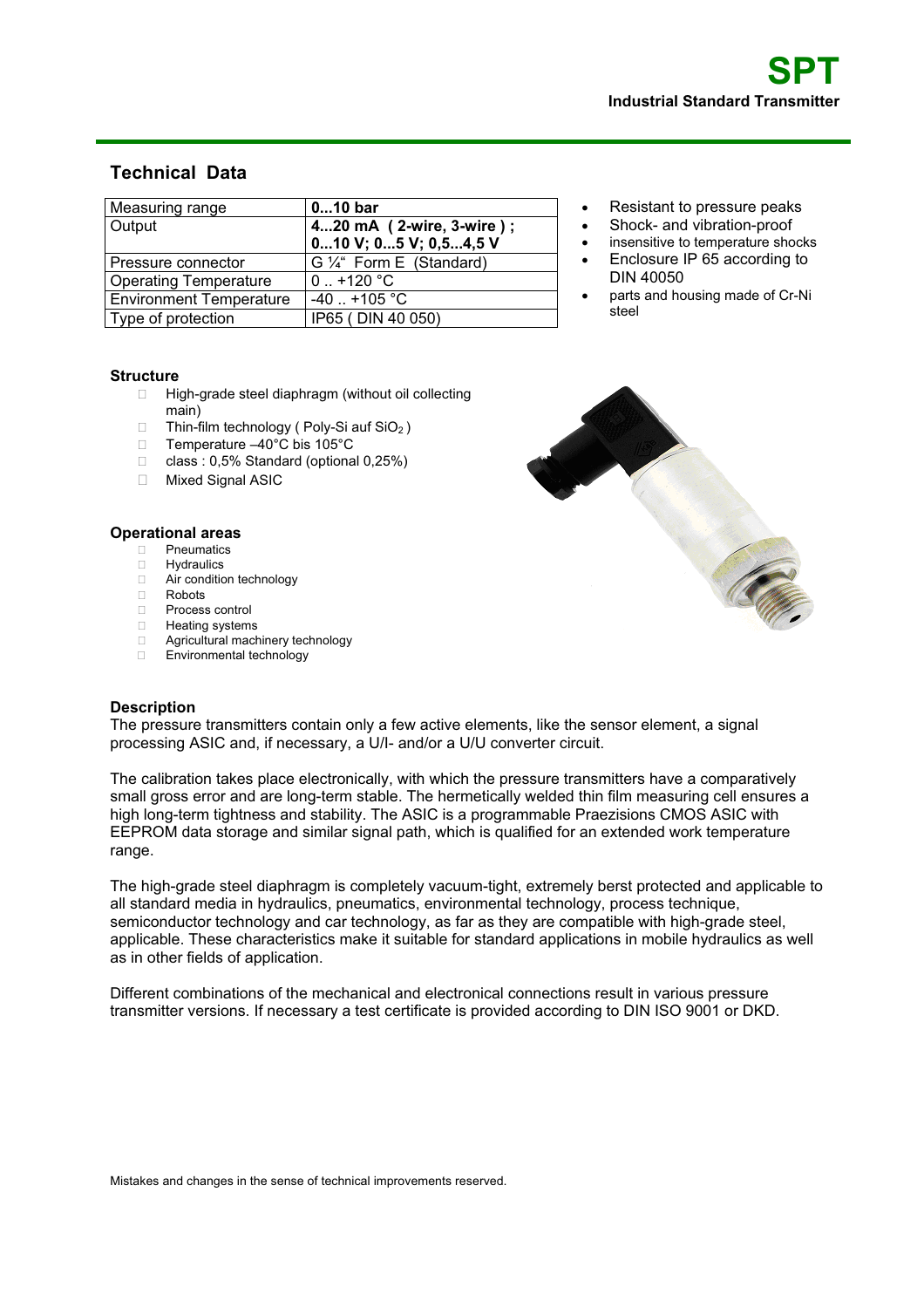# SPT

**Industrial Standard Transmitter**

## Technical Data

| Measuring range | **0...10 bar** |
|---|---|
| Output | **4...20 mA ( 2-wire, 3-wire ) ; 0...10 V; 0...5 V; 0,5...4,5 V** |
| Pressure connector | G ¼“ Form E (Standard) |
| Operating Temperature | 0 .. +120 °C |
| Environment Temperature | -40 .. +105 °C |
| Type of protection | IP65 ( DIN 40 050) |

- Resistant to pressure peaks
- Shock- and vibration-proof
- insensitive to temperature shocks
- Enclosure IP 65 according to DIN 40050
- parts and housing made of Cr-Ni steel

### Structure

- High-grade steel diaphragm (without oil collecting main)
- Thin-film technology ( Poly-Si auf $SiO_2$ )
- Temperature –40°C bis 105°C
- class : 0,5% Standard (optional 0,25%)
- Mixed Signal ASIC

### Operational areas

- Pneumatics
- Hydraulics
- Air condition technology
- Robots
- Process control
- Heating systems
- Agricultural machinery technology
- Environmental technology

### Description

The pressure transmitters contain only a few active elements, like the sensor element, a signal processing ASIC and, if necessary, a U/I- and/or a U/U converter circuit.

The calibration takes place electronically, with which the pressure transmitters have a comparatively small gross error and are long-term stable. The hermetically welded thin film measuring cell ensures a high long-term tightness and stability. The ASIC is a programmable Praezisions CMOS ASIC with EEPROM data storage and similar signal path, which is qualified for an extended work temperature range.

The high-grade steel diaphragm is completely vacuum-tight, extremely berst protected and applicable to all standard media in hydraulics, pneumatics, environmental technology, process technique, semiconductor technology and car technology, as far as they are compatible with high-grade steel, applicable. These characteristics make it suitable for standard applications in mobile hydraulics as well as in other fields of application.

Different combinations of the mechanical and electronical connections result in various pressure transmitter versions. If necessary a test certificate is provided according to DIN ISO 9001 or DKD.

Mistakes and changes in the sense of technical improvements reserved.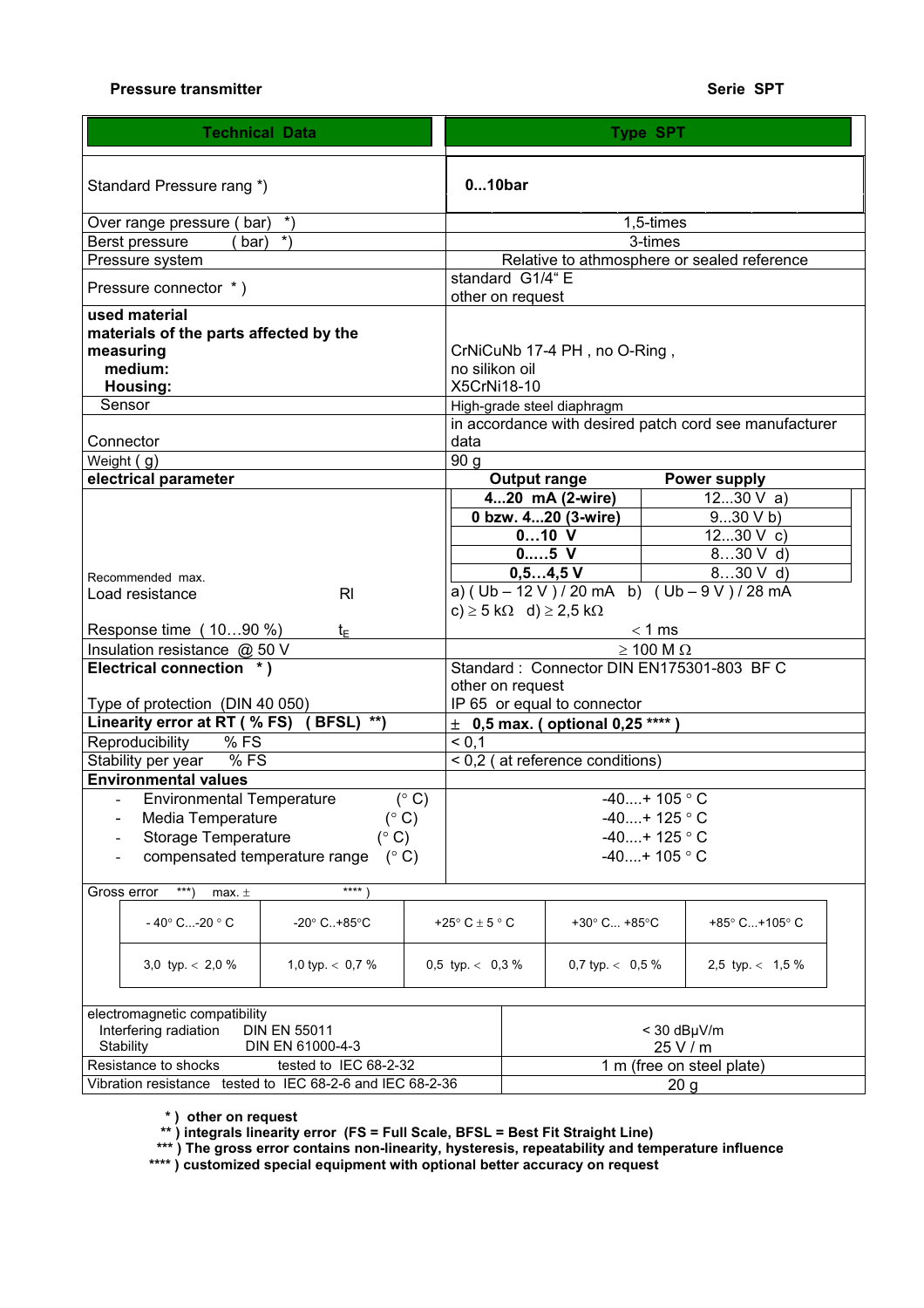**Pressure transmitter** **Serie SPT**

| Technical Data | Type SPT | |
|---|---|---|
| Standard Pressure rang *) | **0...10bar** | |
| Over range pressure ( bar) *) | 1,5-times | |
| Berst pressure ( bar) *) | 3-times | |
| Pressure system | Relative to athmosphere or sealed reference | |
| Pressure connector *) | standard G1/4“ E<br>other on request | |
| **used material**<br>**materials of the parts affected by the measuring**<br>**medium:**<br>**Housing:** | CrNiCuNb 17-4 PH , no O-Ring ,<br>no silikon oil<br>X5CrNi18-10 | |
| Sensor | High-grade steel diaphragm | |
| Connector | in accordance with desired patch cord see manufacturer data | |
| Weight ( g) | 90 g | |
| **electrical parameter** | **Output range** | **Power supply** |
| | **4...20 mA (2-wire)** | 12...30 V a) |
| | **0 bzw. 4...20 (3-wire)** | 9...30 V b) |
| | **0…10 V** | 12...30 V c) |
| | **0.….5 V** | 8…30 V d) |
| Recommended max. | **0,5…4,5 V** | 8…30 V d) |
| Load resistance RI | a) ( Ub – 12 V ) / 20 mA b) ( Ub – 9 V ) / 28 mA<br>c) ≥ 5 kΩ d) ≥ 2,5 kΩ | |
| Response time ( 10…90 %) $t_E$ | < 1 ms | |
| Insulation resistance @ 50 V | ≥ 100 M Ω | |
| **Electrical connection *)** | Standard : Connector DIN EN175301-803 BF C<br>other on request | |
| Type of protection (DIN 40 050) | IP 65 or equal to connector | |
| **Linearity error at RT ( % FS) ( BFSL) \*\*)** | ± **0,5 max. ( optional 0,25 \*\*\*\* )** | |
| Reproducibility % FS | < 0,1 | |
| Stability per year % FS | < 0,2 ( at reference conditions) | |
| **Environmental values** | | |
| - Environmental Temperature (° C) | -40....+ 105 ° C | |
| - Media Temperature (° C) | -40....+ 125 ° C | |
| - Storage Temperature (° C) | -40....+ 125 ° C | |
| - compensated temperature range (° C) | -40....+ 105 ° C | |

Gross error \*\*\*) max. ± \*\*\*\* )

| - 40° C...-20 ° C | -20° C..+85°C | +25° C ± 5 ° C | +30° C... +85°C | +85° C...+105° C |
|---|---|---|---|---|
| 3,0 typ. < 2,0 % | 1,0 typ. < 0,7 % | 0,5 typ. < 0,3 % | 0,7 typ. < 0,5 % | 2,5 typ. < 1,5 % |

| | |
|---|---|
| electromagnetic compatibility<br>Interfering radiation DIN EN 55011<br>Stability DIN EN 61000-4-3 | < 30 dBµV/m<br>25 V / m |
| Resistance to shocks tested to IEC 68-2-32 | 1 m (free on steel plate) |
| Vibration resistance tested to IEC 68-2-6 and IEC 68-2-36 | 20 g |

**\*) other on request**
**\*\*) integrals linearity error (FS = Full Scale, BFSL = Best Fit Straight Line)**
**\*\*\*) The gross error contains non-linearity, hysteresis, repeatability and temperature influence**
**\*\*\*\*) customized special equipment with optional better accuracy on request**